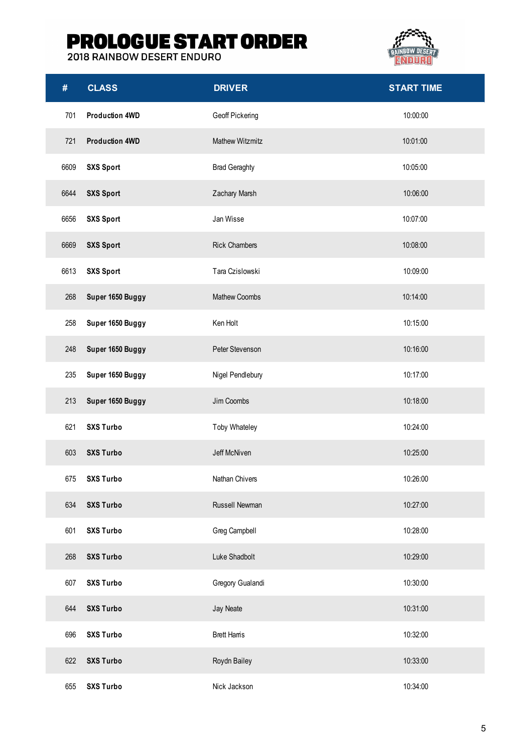# PROLOGUE START ORDER

## 2018 RAINBOW DESERT ENDURO

| # | CLASS | DRIVER | START TIME |
|---|---|---|---|
| 701 | **Production 4WD** | Geoff Pickering | 10:00:00 |
| 721 | **Production 4WD** | Mathew Witzmitz | 10:01:00 |
| 6609 | **SXS Sport** | Brad Geraghty | 10:05:00 |
| 6644 | **SXS Sport** | Zachary Marsh | 10:06:00 |
| 6656 | **SXS Sport** | Jan Wisse | 10:07:00 |
| 6669 | **SXS Sport** | Rick Chambers | 10:08:00 |
| 6613 | **SXS Sport** | Tara Czislowski | 10:09:00 |
| 268 | **Super 1650 Buggy** | Mathew Coombs | 10:14:00 |
| 258 | **Super 1650 Buggy** | Ken Holt | 10:15:00 |
| 248 | **Super 1650 Buggy** | Peter Stevenson | 10:16:00 |
| 235 | **Super 1650 Buggy** | Nigel Pendlebury | 10:17:00 |
| 213 | **Super 1650 Buggy** | Jim Coombs | 10:18:00 |
| 621 | **SXS Turbo** | Toby Whateley | 10:24:00 |
| 603 | **SXS Turbo** | Jeff McNiven | 10:25:00 |
| 675 | **SXS Turbo** | Nathan Chivers | 10:26:00 |
| 634 | **SXS Turbo** | Russell Newman | 10:27:00 |
| 601 | **SXS Turbo** | Greg Campbell | 10:28:00 |
| 268 | **SXS Turbo** | Luke Shadbolt | 10:29:00 |
| 607 | **SXS Turbo** | Gregory Gualandi | 10:30:00 |
| 644 | **SXS Turbo** | Jay Neate | 10:31:00 |
| 696 | **SXS Turbo** | Brett Harris | 10:32:00 |
| 622 | **SXS Turbo** | Roydn Bailey | 10:33:00 |
| 655 | **SXS Turbo** | Nick Jackson | 10:34:00 |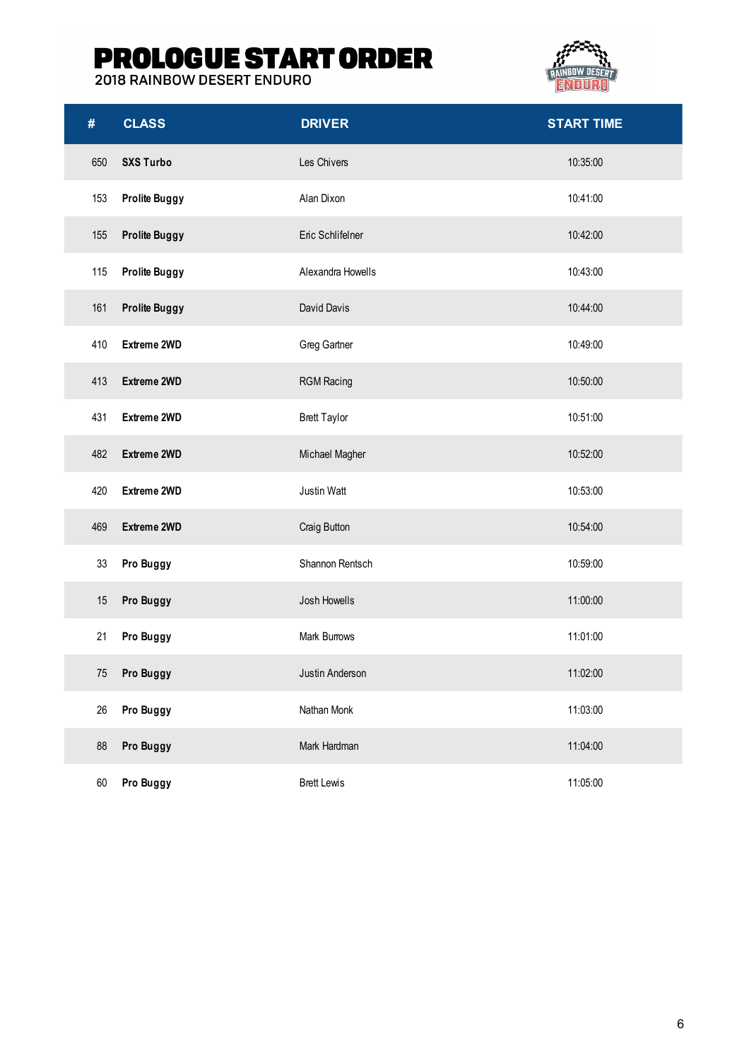# PROLOGUE START ORDER

2018 RAINBOW DESERT ENDURO

| # | CLASS | DRIVER | START TIME |
| --- | --- | --- | --- |
| 650 | **SXS Turbo** | Les Chivers | 10:35:00 |
| 153 | **Prolite Buggy** | Alan Dixon | 10:41:00 |
| 155 | **Prolite Buggy** | Eric Schlifelner | 10:42:00 |
| 115 | **Prolite Buggy** | Alexandra Howells | 10:43:00 |
| 161 | **Prolite Buggy** | David Davis | 10:44:00 |
| 410 | **Extreme 2WD** | Greg Gartner | 10:49:00 |
| 413 | **Extreme 2WD** | RGM Racing | 10:50:00 |
| 431 | **Extreme 2WD** | Brett Taylor | 10:51:00 |
| 482 | **Extreme 2WD** | Michael Magher | 10:52:00 |
| 420 | **Extreme 2WD** | Justin Watt | 10:53:00 |
| 469 | **Extreme 2WD** | Craig Button | 10:54:00 |
| 33 | **Pro Buggy** | Shannon Rentsch | 10:59:00 |
| 15 | **Pro Buggy** | Josh Howells | 11:00:00 |
| 21 | **Pro Buggy** | Mark Burrows | 11:01:00 |
| 75 | **Pro Buggy** | Justin Anderson | 11:02:00 |
| 26 | **Pro Buggy** | Nathan Monk | 11:03:00 |
| 88 | **Pro Buggy** | Mark Hardman | 11:04:00 |
| 60 | **Pro Buggy** | Brett Lewis | 11:05:00 |